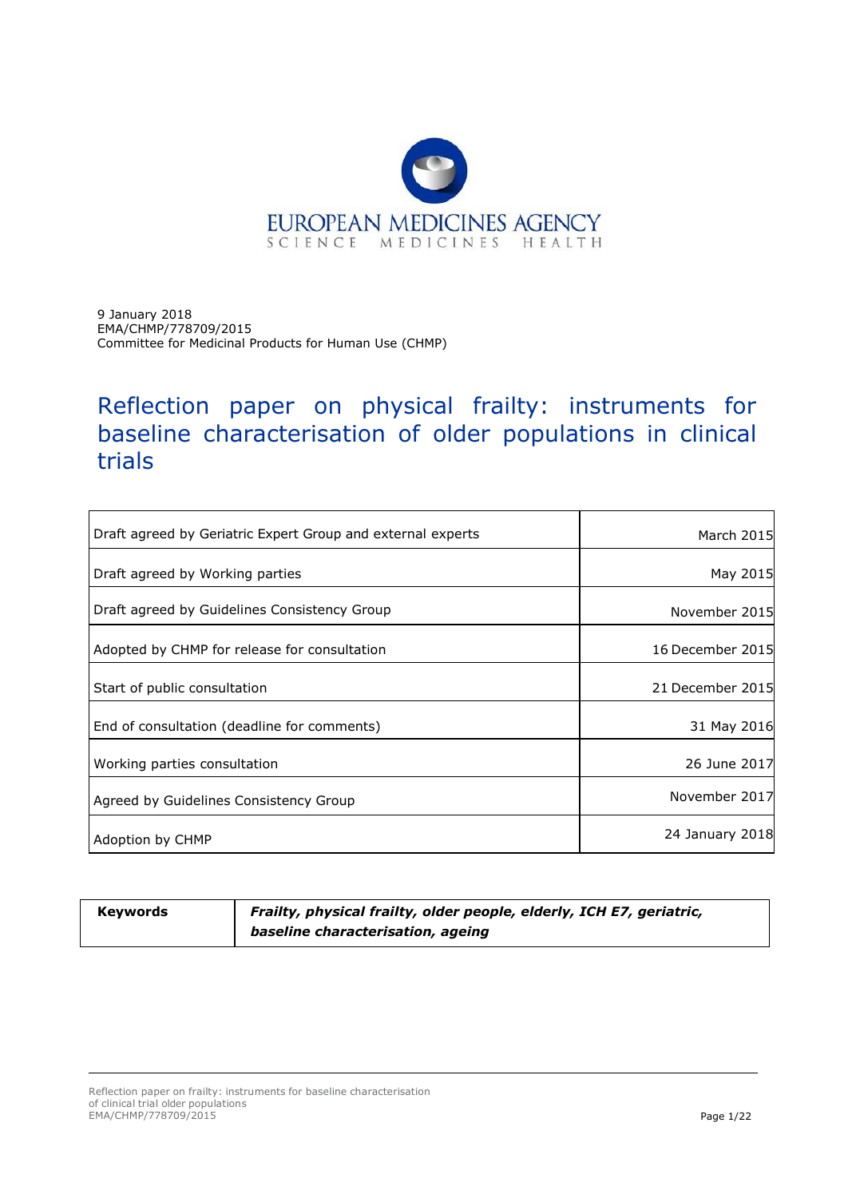EUROPEAN MEDICINES AGENCY
SCIENCE MEDICINES HEALTH

9 January 2018
EMA/CHMP/778709/2015
Committee for Medicinal Products for Human Use (CHMP)

# Reflection paper on physical frailty: instruments for baseline characterisation of older populations in clinical trials

| | |
|---|---|
| Draft agreed by Geriatric Expert Group and external experts | March 2015 |
| Draft agreed by Working parties | May 2015 |
| Draft agreed by Guidelines Consistency Group | November 2015 |
| Adopted by CHMP for release for consultation | 16 December 2015 |
| Start of public consultation | 21 December 2015 |
| End of consultation (deadline for comments) | 31 May 2016 |
| Working parties consultation | 26 June 2017 |
| Agreed by Guidelines Consistency Group | November 2017 |
| Adoption by CHMP | 24 January 2018 |

| | |
|---|---|
| **Keywords** | ***Frailty, physical frailty, older people, elderly, ICH E7, geriatric, baseline characterisation, ageing*** |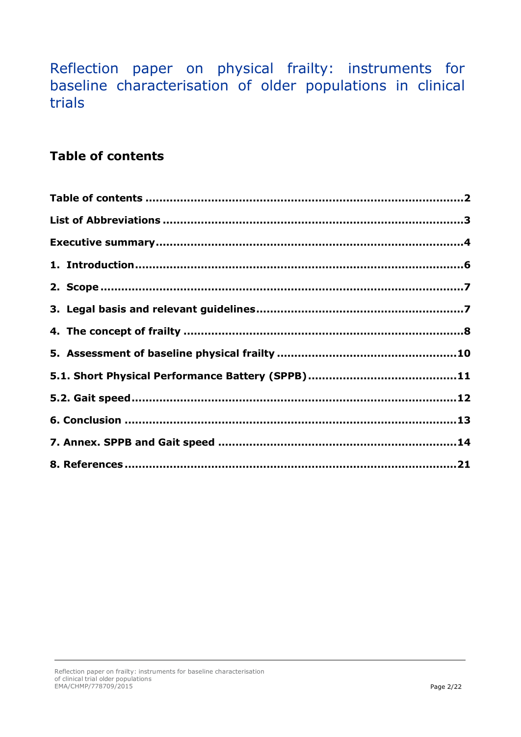# Reflection paper on physical frailty: instruments for baseline characterisation of older populations in clinical trials

## Table of contents

**Table of contents** ........................................................................................2

**List of Abbreviations** ....................................................................................3

**Executive summary** .......................................................................................4

**1. Introduction** ...............................................................................................6

**2. Scope** .........................................................................................................7

**3. Legal basis and relevant guidelines** ...........................................................7

**4. The concept of frailty** .................................................................................8

**5. Assessment of baseline physical frailty** ....................................................10

**5.1. Short Physical Performance Battery (SPPB)** ..........................................11

**5.2. Gait speed** ..............................................................................................12

**6. Conclusion** ................................................................................................13

**7. Annex. SPPB and Gait speed** ....................................................................14

**8. References** ................................................................................................21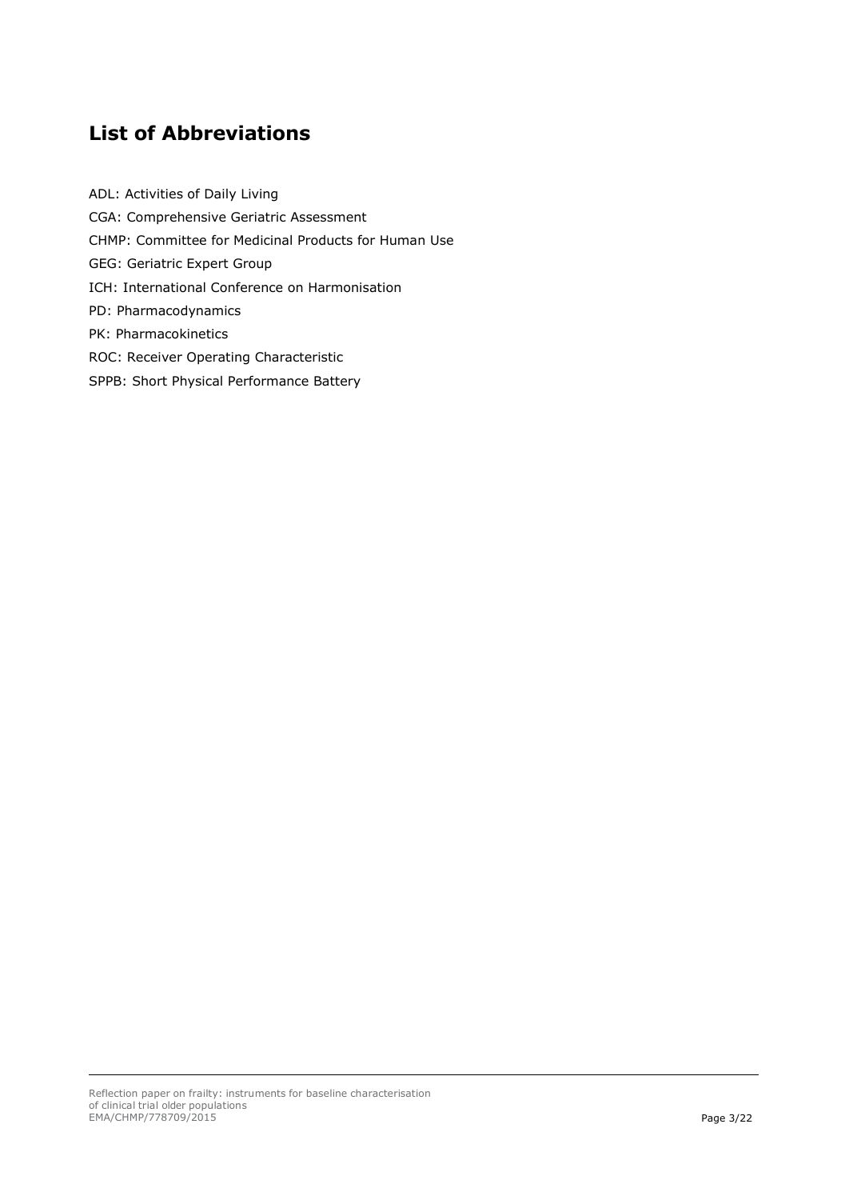## List of Abbreviations

ADL: Activities of Daily Living

CGA: Comprehensive Geriatric Assessment

CHMP: Committee for Medicinal Products for Human Use

GEG: Geriatric Expert Group

ICH: International Conference on Harmonisation

PD: Pharmacodynamics

PK: Pharmacokinetics

ROC: Receiver Operating Characteristic

SPPB: Short Physical Performance Battery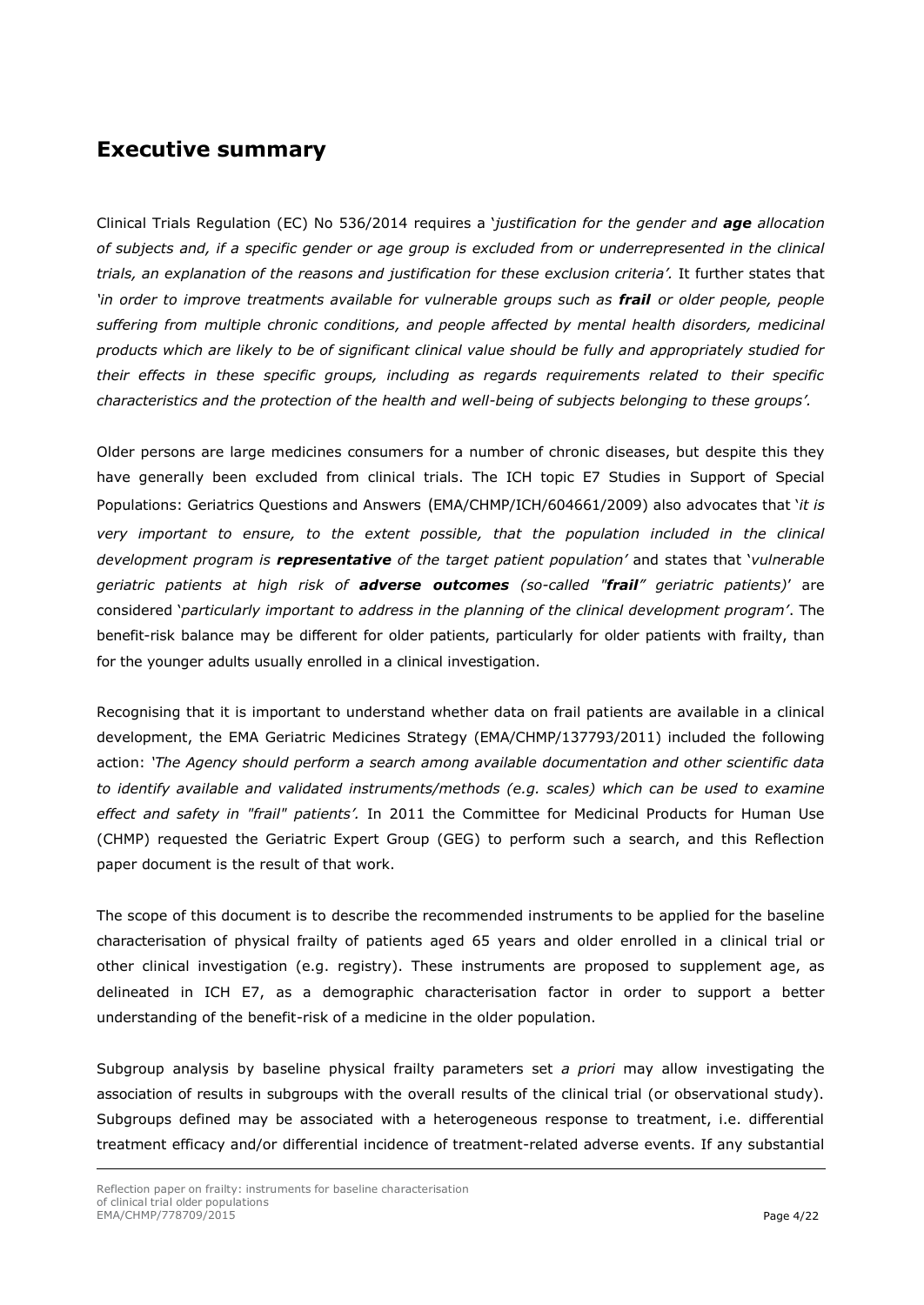# Executive summary

Clinical Trials Regulation (EC) No 536/2014 requires a '*justification for the gender and **age** allocation of subjects and, if a specific gender or age group is excluded from or underrepresented in the clinical trials, an explanation of the reasons and justification for these exclusion criteria'.* It further states that *'in order to improve treatments available for vulnerable groups such as **frail** or older people, people suffering from multiple chronic conditions, and people affected by mental health disorders, medicinal products which are likely to be of significant clinical value should be fully and appropriately studied for their effects in these specific groups, including as regards requirements related to their specific characteristics and the protection of the health and well-being of subjects belonging to these groups'.*

Older persons are large medicines consumers for a number of chronic diseases, but despite this they have generally been excluded from clinical trials. The ICH topic E7 Studies in Support of Special Populations: Geriatrics Questions and Answers (EMA/CHMP/ICH/604661/2009) also advocates that '*it is very important to ensure, to the extent possible, that the population included in the clinical development program is **representative** of the target patient population'* and states that '*vulnerable geriatric patients at high risk of **adverse outcomes** (so-called "**frail**" geriatric patients)*' are considered '*particularly important to address in the planning of the clinical development program'*. The benefit-risk balance may be different for older patients, particularly for older patients with frailty, than for the younger adults usually enrolled in a clinical investigation.

Recognising that it is important to understand whether data on frail patients are available in a clinical development, the EMA Geriatric Medicines Strategy (EMA/CHMP/137793/2011) included the following action: *'The Agency should perform a search among available documentation and other scientific data to identify available and validated instruments/methods (e.g. scales) which can be used to examine effect and safety in "frail" patients'.* In 2011 the Committee for Medicinal Products for Human Use (CHMP) requested the Geriatric Expert Group (GEG) to perform such a search, and this Reflection paper document is the result of that work.

The scope of this document is to describe the recommended instruments to be applied for the baseline characterisation of physical frailty of patients aged 65 years and older enrolled in a clinical trial or other clinical investigation (e.g. registry). These instruments are proposed to supplement age, as delineated in ICH E7, as a demographic characterisation factor in order to support a better understanding of the benefit-risk of a medicine in the older population.

Subgroup analysis by baseline physical frailty parameters set *a priori* may allow investigating the association of results in subgroups with the overall results of the clinical trial (or observational study). Subgroups defined may be associated with a heterogeneous response to treatment, i.e. differential treatment efficacy and/or differential incidence of treatment-related adverse events. If any substantial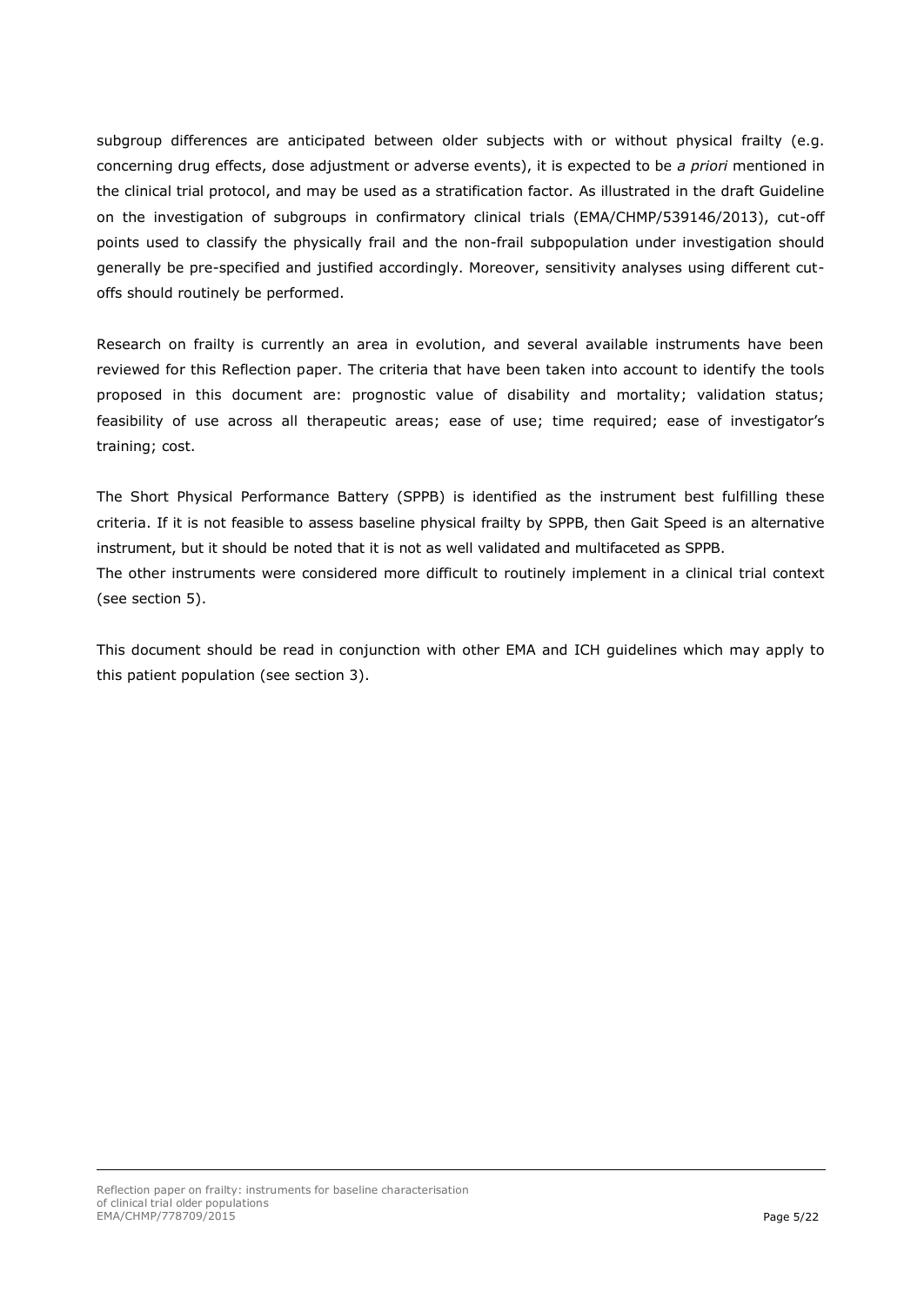subgroup differences are anticipated between older subjects with or without physical frailty (e.g. concerning drug effects, dose adjustment or adverse events), it is expected to be *a priori* mentioned in the clinical trial protocol, and may be used as a stratification factor. As illustrated in the draft Guideline on the investigation of subgroups in confirmatory clinical trials (EMA/CHMP/539146/2013), cut-off points used to classify the physically frail and the non-frail subpopulation under investigation should generally be pre-specified and justified accordingly. Moreover, sensitivity analyses using different cut-offs should routinely be performed.

Research on frailty is currently an area in evolution, and several available instruments have been reviewed for this Reflection paper. The criteria that have been taken into account to identify the tools proposed in this document are: prognostic value of disability and mortality; validation status; feasibility of use across all therapeutic areas; ease of use; time required; ease of investigator's training; cost.

The Short Physical Performance Battery (SPPB) is identified as the instrument best fulfilling these criteria. If it is not feasible to assess baseline physical frailty by SPPB, then Gait Speed is an alternative instrument, but it should be noted that it is not as well validated and multifaceted as SPPB.
The other instruments were considered more difficult to routinely implement in a clinical trial context (see section 5).

This document should be read in conjunction with other EMA and ICH guidelines which may apply to this patient population (see section 3).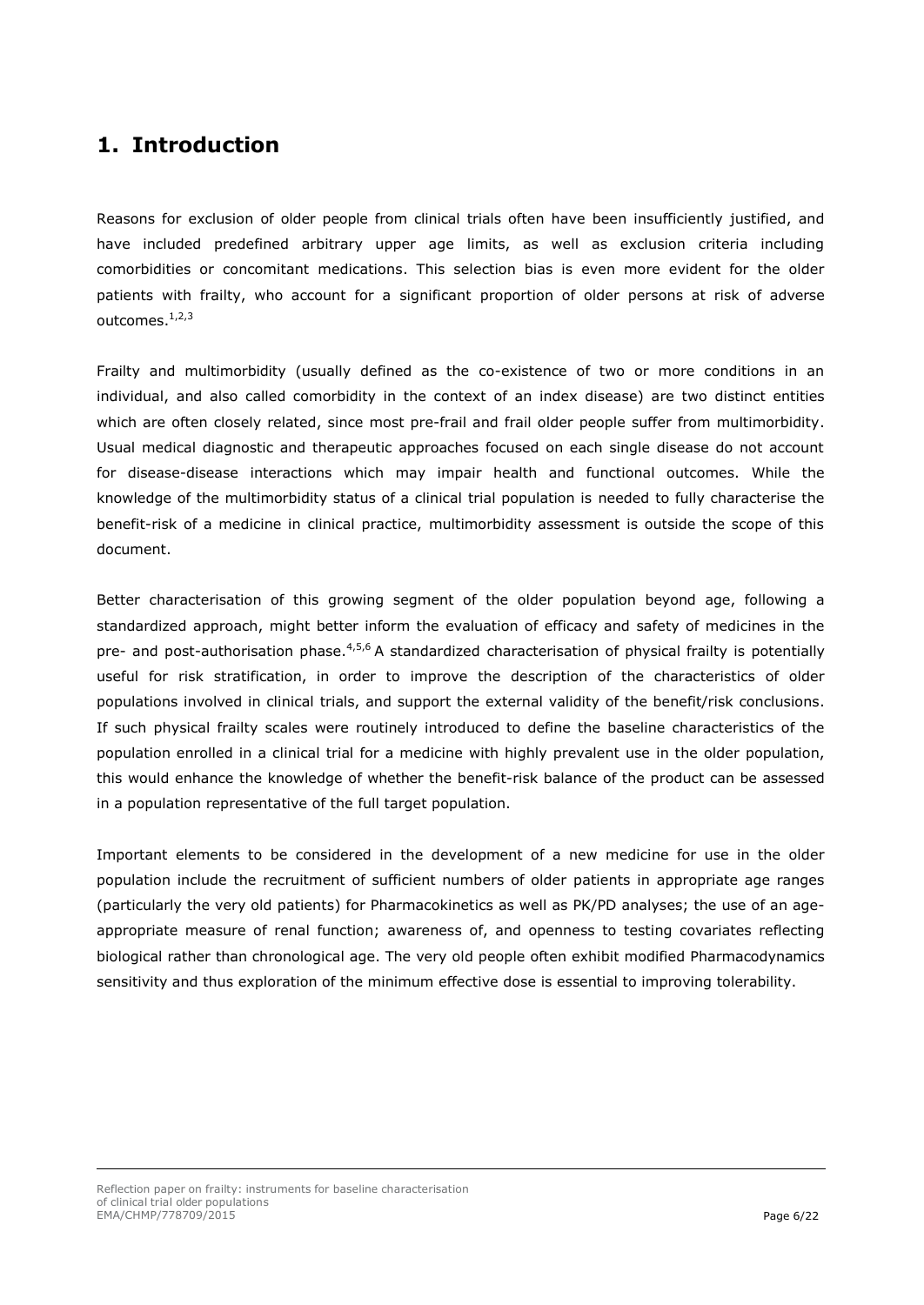# 1. Introduction

Reasons for exclusion of older people from clinical trials often have been insufficiently justified, and have included predefined arbitrary upper age limits, as well as exclusion criteria including comorbidities or concomitant medications. This selection bias is even more evident for the older patients with frailty, who account for a significant proportion of older persons at risk of adverse outcomes.[1,2,3]

Frailty and multimorbidity (usually defined as the co-existence of two or more conditions in an individual, and also called comorbidity in the context of an index disease) are two distinct entities which are often closely related, since most pre-frail and frail older people suffer from multimorbidity. Usual medical diagnostic and therapeutic approaches focused on each single disease do not account for disease-disease interactions which may impair health and functional outcomes. While the knowledge of the multimorbidity status of a clinical trial population is needed to fully characterise the benefit-risk of a medicine in clinical practice, multimorbidity assessment is outside the scope of this document.

Better characterisation of this growing segment of the older population beyond age, following a standardized approach, might better inform the evaluation of efficacy and safety of medicines in the pre- and post-authorisation phase.[4,5,6] A standardized characterisation of physical frailty is potentially useful for risk stratification, in order to improve the description of the characteristics of older populations involved in clinical trials, and support the external validity of the benefit/risk conclusions. If such physical frailty scales were routinely introduced to define the baseline characteristics of the population enrolled in a clinical trial for a medicine with highly prevalent use in the older population, this would enhance the knowledge of whether the benefit-risk balance of the product can be assessed in a population representative of the full target population.

Important elements to be considered in the development of a new medicine for use in the older population include the recruitment of sufficient numbers of older patients in appropriate age ranges (particularly the very old patients) for Pharmacokinetics as well as PK/PD analyses; the use of an age-appropriate measure of renal function; awareness of, and openness to testing covariates reflecting biological rather than chronological age. The very old people often exhibit modified Pharmacodynamics sensitivity and thus exploration of the minimum effective dose is essential to improving tolerability.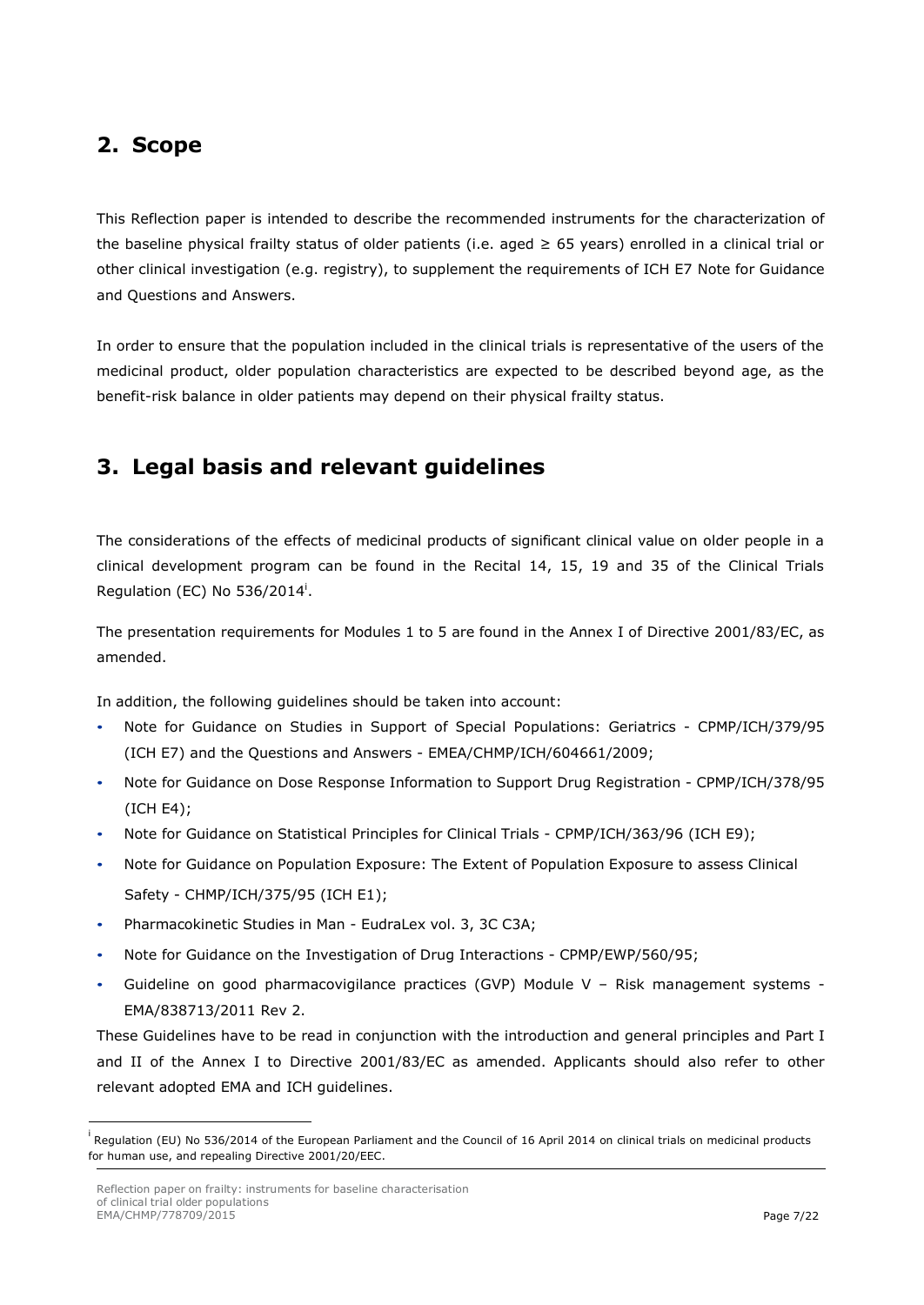## 2. Scope

This Reflection paper is intended to describe the recommended instruments for the characterization of the baseline physical frailty status of older patients (i.e. aged ≥ 65 years) enrolled in a clinical trial or other clinical investigation (e.g. registry), to supplement the requirements of ICH E7 Note for Guidance and Questions and Answers.

In order to ensure that the population included in the clinical trials is representative of the users of the medicinal product, older population characteristics are expected to be described beyond age, as the benefit-risk balance in older patients may depend on their physical frailty status.

## 3. Legal basis and relevant guidelines

The considerations of the effects of medicinal products of significant clinical value on older people in a clinical development program can be found in the Recital 14, 15, 19 and 35 of the Clinical Trials Regulation (EC) No 536/2014[i].

The presentation requirements for Modules 1 to 5 are found in the Annex I of Directive 2001/83/EC, as amended.

In addition, the following guidelines should be taken into account:

- Note for Guidance on Studies in Support of Special Populations: Geriatrics - CPMP/ICH/379/95 (ICH E7) and the Questions and Answers - EMEA/CHMP/ICH/604661/2009;
- Note for Guidance on Dose Response Information to Support Drug Registration - CPMP/ICH/378/95 (ICH E4);
- Note for Guidance on Statistical Principles for Clinical Trials - CPMP/ICH/363/96 (ICH E9);
- Note for Guidance on Population Exposure: The Extent of Population Exposure to assess Clinical Safety - CHMP/ICH/375/95 (ICH E1);
- Pharmacokinetic Studies in Man - EudraLex vol. 3, 3C C3A;
- Note for Guidance on the Investigation of Drug Interactions - CPMP/EWP/560/95;
- Guideline on good pharmacovigilance practices (GVP) Module V – Risk management systems - EMA/838713/2011 Rev 2.

These Guidelines have to be read in conjunction with the introduction and general principles and Part I and II of the Annex I to Directive 2001/83/EC as amended. Applicants should also refer to other relevant adopted EMA and ICH guidelines.

[i] Regulation (EU) No 536/2014 of the European Parliament and the Council of 16 April 2014 on clinical trials on medicinal products for human use, and repealing Directive 2001/20/EEC.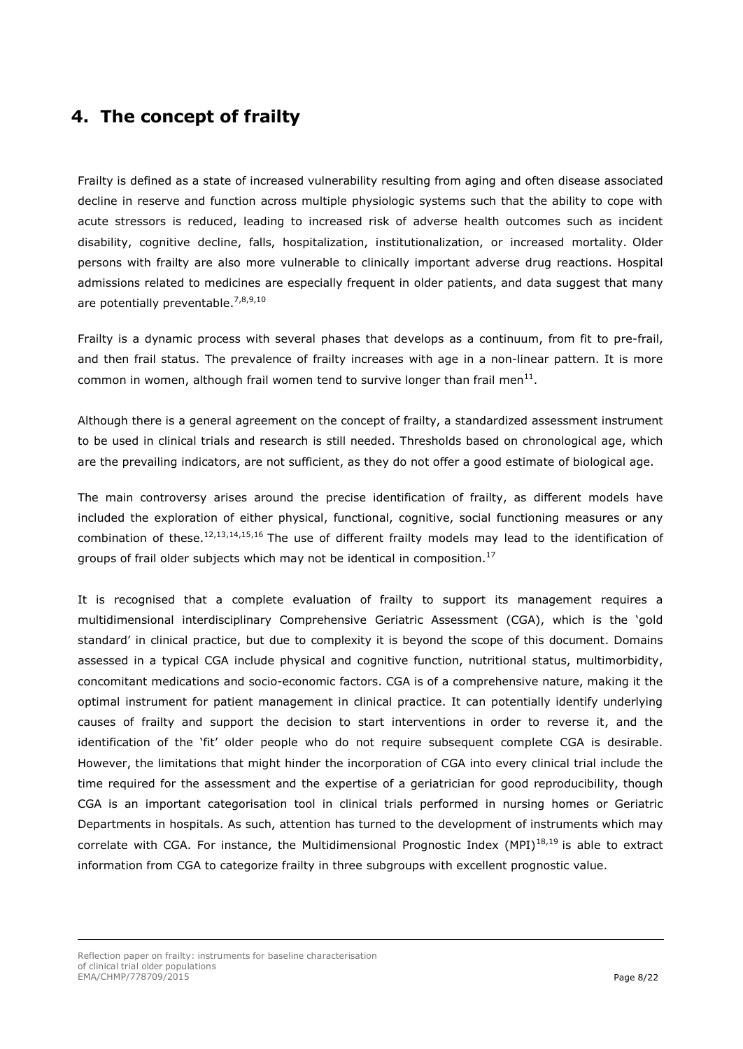## 4. The concept of frailty

Frailty is defined as a state of increased vulnerability resulting from aging and often disease associated decline in reserve and function across multiple physiologic systems such that the ability to cope with acute stressors is reduced, leading to increased risk of adverse health outcomes such as incident disability, cognitive decline, falls, hospitalization, institutionalization, or increased mortality. Older persons with frailty are also more vulnerable to clinically important adverse drug reactions. Hospital admissions related to medicines are especially frequent in older patients, and data suggest that many are potentially preventable.[7,8,9,10]

Frailty is a dynamic process with several phases that develops as a continuum, from fit to pre-frail, and then frail status. The prevalence of frailty increases with age in a non-linear pattern. It is more common in women, although frail women tend to survive longer than frail men[11].

Although there is a general agreement on the concept of frailty, a standardized assessment instrument to be used in clinical trials and research is still needed. Thresholds based on chronological age, which are the prevailing indicators, are not sufficient, as they do not offer a good estimate of biological age.

The main controversy arises around the precise identification of frailty, as different models have included the exploration of either physical, functional, cognitive, social functioning measures or any combination of these.[12,13,14,15,16] The use of different frailty models may lead to the identification of groups of frail older subjects which may not be identical in composition.[17]

It is recognised that a complete evaluation of frailty to support its management requires a multidimensional interdisciplinary Comprehensive Geriatric Assessment (CGA), which is the 'gold standard' in clinical practice, but due to complexity it is beyond the scope of this document. Domains assessed in a typical CGA include physical and cognitive function, nutritional status, multimorbidity, concomitant medications and socio-economic factors. CGA is of a comprehensive nature, making it the optimal instrument for patient management in clinical practice. It can potentially identify underlying causes of frailty and support the decision to start interventions in order to reverse it, and the identification of the 'fit' older people who do not require subsequent complete CGA is desirable. However, the limitations that might hinder the incorporation of CGA into every clinical trial include the time required for the assessment and the expertise of a geriatrician for good reproducibility, though CGA is an important categorisation tool in clinical trials performed in nursing homes or Geriatric Departments in hospitals. As such, attention has turned to the development of instruments which may correlate with CGA. For instance, the Multidimensional Prognostic Index (MPI)[18,19] is able to extract information from CGA to categorize frailty in three subgroups with excellent prognostic value.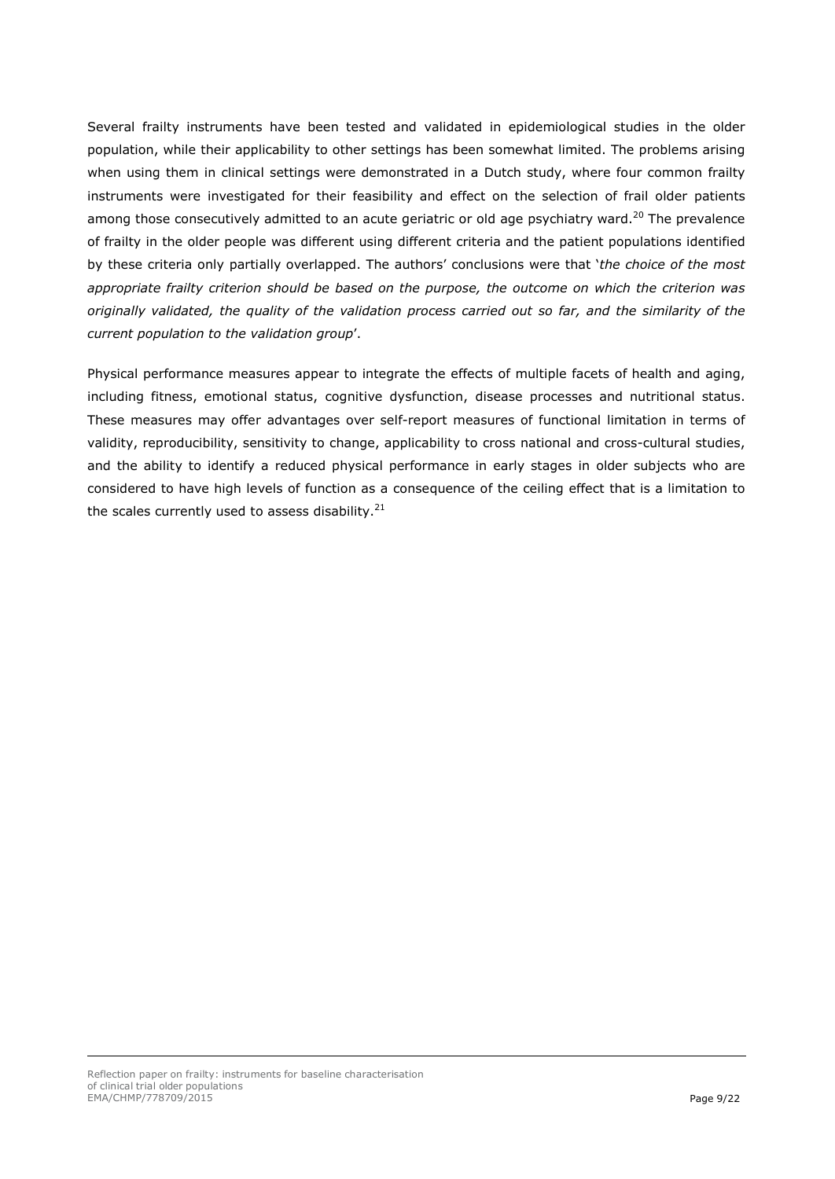Several frailty instruments have been tested and validated in epidemiological studies in the older population, while their applicability to other settings has been somewhat limited. The problems arising when using them in clinical settings were demonstrated in a Dutch study, where four common frailty instruments were investigated for their feasibility and effect on the selection of frail older patients among those consecutively admitted to an acute geriatric or old age psychiatry ward.[20] The prevalence of frailty in the older people was different using different criteria and the patient populations identified by these criteria only partially overlapped. The authors' conclusions were that '*the choice of the most appropriate frailty criterion should be based on the purpose, the outcome on which the criterion was originally validated, the quality of the validation process carried out so far, and the similarity of the current population to the validation group*'.

Physical performance measures appear to integrate the effects of multiple facets of health and aging, including fitness, emotional status, cognitive dysfunction, disease processes and nutritional status. These measures may offer advantages over self-report measures of functional limitation in terms of validity, reproducibility, sensitivity to change, applicability to cross national and cross-cultural studies, and the ability to identify a reduced physical performance in early stages in older subjects who are considered to have high levels of function as a consequence of the ceiling effect that is a limitation to the scales currently used to assess disability.[21]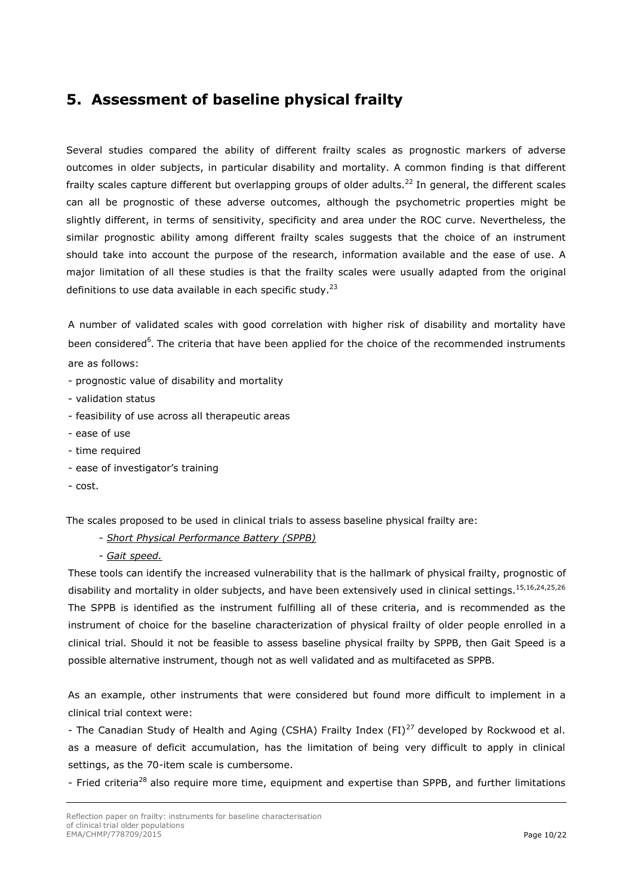## 5. Assessment of baseline physical frailty

Several studies compared the ability of different frailty scales as prognostic markers of adverse outcomes in older subjects, in particular disability and mortality. A common finding is that different frailty scales capture different but overlapping groups of older adults.[22] In general, the different scales can all be prognostic of these adverse outcomes, although the psychometric properties might be slightly different, in terms of sensitivity, specificity and area under the ROC curve. Nevertheless, the similar prognostic ability among different frailty scales suggests that the choice of an instrument should take into account the purpose of the research, information available and the ease of use. A major limitation of all these studies is that the frailty scales were usually adapted from the original definitions to use data available in each specific study.[23]

A number of validated scales with good correlation with higher risk of disability and mortality have been considered[6]. The criteria that have been applied for the choice of the recommended instruments are as follows:

- prognostic value of disability and mortality
- validation status
- feasibility of use across all therapeutic areas
- ease of use
- time required
- ease of investigator's training
- cost.

The scales proposed to be used in clinical trials to assess baseline physical frailty are:

- *Short Physical Performance Battery (SPPB)*
- *Gait speed.*

These tools can identify the increased vulnerability that is the hallmark of physical frailty, prognostic of disability and mortality in older subjects, and have been extensively used in clinical settings.[15,16,24,25,26] The SPPB is identified as the instrument fulfilling all of these criteria, and is recommended as the instrument of choice for the baseline characterization of physical frailty of older people enrolled in a clinical trial. Should it not be feasible to assess baseline physical frailty by SPPB, then Gait Speed is a possible alternative instrument, though not as well validated and as multifaceted as SPPB.

As an example, other instruments that were considered but found more difficult to implement in a clinical trial context were:

- The Canadian Study of Health and Aging (CSHA) Frailty Index (FI)[27] developed by Rockwood et al. as a measure of deficit accumulation, has the limitation of being very difficult to apply in clinical settings, as the 70-item scale is cumbersome.
- Fried criteria[28] also require more time, equipment and expertise than SPPB, and further limitations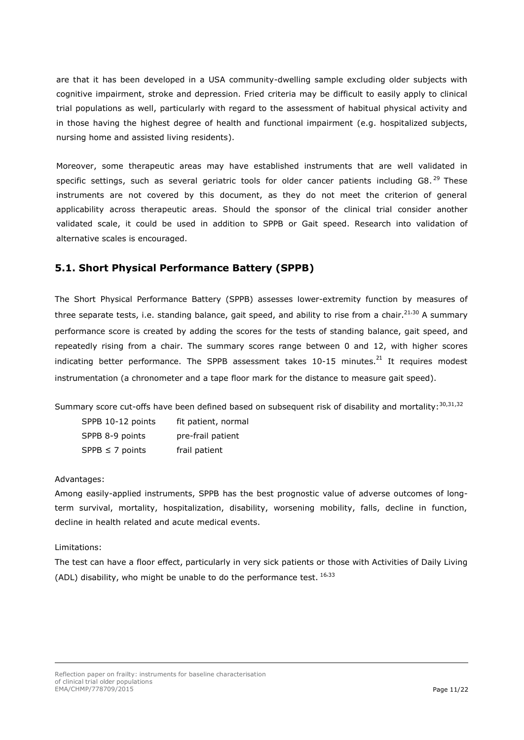are that it has been developed in a USA community-dwelling sample excluding older subjects with cognitive impairment, stroke and depression. Fried criteria may be difficult to easily apply to clinical trial populations as well, particularly with regard to the assessment of habitual physical activity and in those having the highest degree of health and functional impairment (e.g. hospitalized subjects, nursing home and assisted living residents).

Moreover, some therapeutic areas may have established instruments that are well validated in specific settings, such as several geriatric tools for older cancer patients including G8.[29] These instruments are not covered by this document, as they do not meet the criterion of general applicability across therapeutic areas. Should the sponsor of the clinical trial consider another validated scale, it could be used in addition to SPPB or Gait speed. Research into validation of alternative scales is encouraged.

## 5.1. Short Physical Performance Battery (SPPB)

The Short Physical Performance Battery (SPPB) assesses lower-extremity function by measures of three separate tests, i.e. standing balance, gait speed, and ability to rise from a chair.[21,30] A summary performance score is created by adding the scores for the tests of standing balance, gait speed, and repeatedly rising from a chair. The summary scores range between 0 and 12, with higher scores indicating better performance. The SPPB assessment takes 10-15 minutes.[21] It requires modest instrumentation (a chronometer and a tape floor mark for the distance to measure gait speed).

Summary score cut-offs have been defined based on subsequent risk of disability and mortality:[30,31,32]

| | |
|---|---|
| SPPB 10-12 points | fit patient, normal |
| SPPB 8-9 points | pre-frail patient |
| SPPB ≤ 7 points | frail patient |

Advantages:

Among easily-applied instruments, SPPB has the best prognostic value of adverse outcomes of long-term survival, mortality, hospitalization, disability, worsening mobility, falls, decline in function, decline in health related and acute medical events.

Limitations:

The test can have a floor effect, particularly in very sick patients or those with Activities of Daily Living (ADL) disability, who might be unable to do the performance test. [16,33]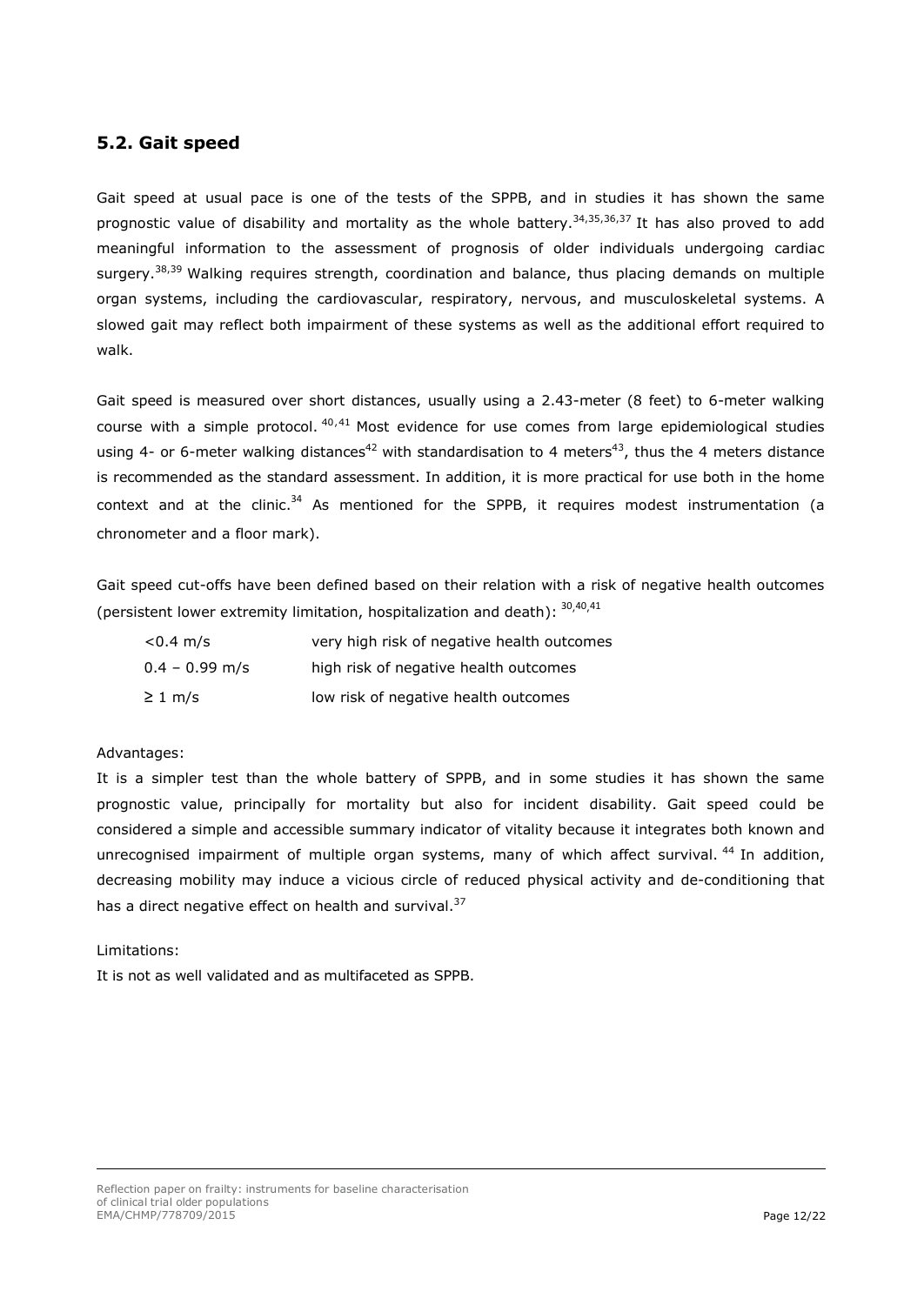## 5.2. Gait speed

Gait speed at usual pace is one of the tests of the SPPB, and in studies it has shown the same prognostic value of disability and mortality as the whole battery.[34,35,36,37] It has also proved to add meaningful information to the assessment of prognosis of older individuals undergoing cardiac surgery.[38,39] Walking requires strength, coordination and balance, thus placing demands on multiple organ systems, including the cardiovascular, respiratory, nervous, and musculoskeletal systems. A slowed gait may reflect both impairment of these systems as well as the additional effort required to walk.

Gait speed is measured over short distances, usually using a 2.43-meter (8 feet) to 6-meter walking course with a simple protocol.[40,41] Most evidence for use comes from large epidemiological studies using 4- or 6-meter walking distances[42] with standardisation to 4 meters[43], thus the 4 meters distance is recommended as the standard assessment. In addition, it is more practical for use both in the home context and at the clinic.[34] As mentioned for the SPPB, it requires modest instrumentation (a chronometer and a floor mark).

Gait speed cut-offs have been defined based on their relation with a risk of negative health outcomes (persistent lower extremity limitation, hospitalization and death): [30,40,41]

| | |
|---|---|
| <0.4 m/s | very high risk of negative health outcomes |
| 0.4 – 0.99 m/s | high risk of negative health outcomes |
| ≥ 1 m/s | low risk of negative health outcomes |

Advantages:

It is a simpler test than the whole battery of SPPB, and in some studies it has shown the same prognostic value, principally for mortality but also for incident disability. Gait speed could be considered a simple and accessible summary indicator of vitality because it integrates both known and unrecognised impairment of multiple organ systems, many of which affect survival.[44] In addition, decreasing mobility may induce a vicious circle of reduced physical activity and de-conditioning that has a direct negative effect on health and survival.[37]

Limitations:

It is not as well validated and as multifaceted as SPPB.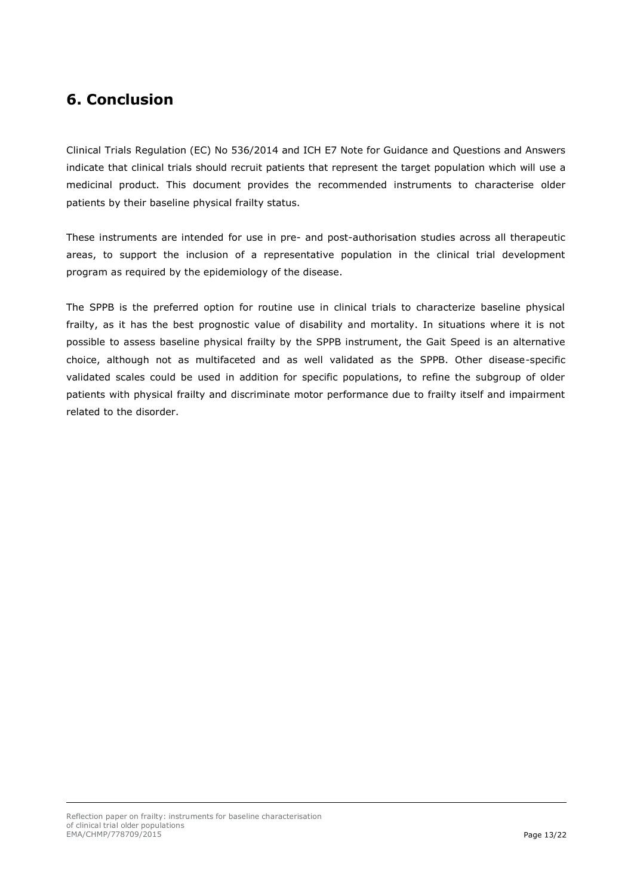## 6. Conclusion

Clinical Trials Regulation (EC) No 536/2014 and ICH E7 Note for Guidance and Questions and Answers indicate that clinical trials should recruit patients that represent the target population which will use a medicinal product. This document provides the recommended instruments to characterise older patients by their baseline physical frailty status.

These instruments are intended for use in pre- and post-authorisation studies across all therapeutic areas, to support the inclusion of a representative population in the clinical trial development program as required by the epidemiology of the disease.

The SPPB is the preferred option for routine use in clinical trials to characterize baseline physical frailty, as it has the best prognostic value of disability and mortality. In situations where it is not possible to assess baseline physical frailty by the SPPB instrument, the Gait Speed is an alternative choice, although not as multifaceted and as well validated as the SPPB. Other disease-specific validated scales could be used in addition for specific populations, to refine the subgroup of older patients with physical frailty and discriminate motor performance due to frailty itself and impairment related to the disorder.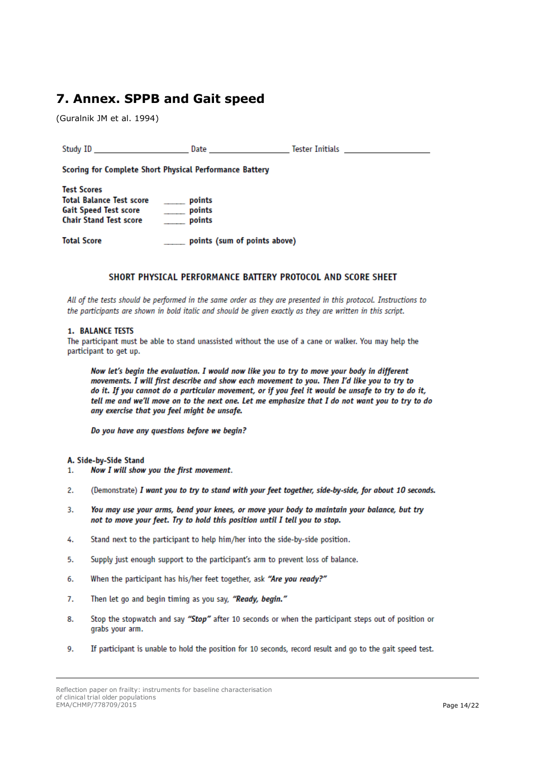# 7. Annex. SPPB and Gait speed

(Guralnik JM et al. 1994)

Study ID ____________________ Date ________________ Tester Initials __________________

**Scoring for Complete Short Physical Performance Battery**

**Test Scores**

**Total Balance Test score** _____ **points**
**Gait Speed Test score** _____ **points**
**Chair Stand Test score** _____ **points**

**Total Score** _____ **points (sum of points above)**

### SHORT PHYSICAL PERFORMANCE BATTERY PROTOCOL AND SCORE SHEET

*All of the tests should be performed in the same order as they are presented in this protocol. Instructions to the participants are shown in bold italic and should be given exactly as they are written in this script.*

#### 1. BALANCE TESTS

The participant must be able to stand unassisted without the use of a cane or walker. You may help the participant to get up.

> ***Now let's begin the evaluation. I would now like you to try to move your body in different movements. I will first describe and show each movement to you. Then I'd like you to try to do it. If you cannot do a particular movement, or if you feel it would be unsafe to try to do it, tell me and we'll move on to the next one. Let me emphasize that I do not want you to try to do any exercise that you feel might be unsafe.***
>
> ***Do you have any questions before we begin?***

**A. Side-by-Side Stand**

1. ***Now I will show you the first movement.***
2. (Demonstrate) ***I want you to try to stand with your feet together, side-by-side, for about 10 seconds.***
3. ***You may use your arms, bend your knees, or move your body to maintain your balance, but try not to move your feet. Try to hold this position until I tell you to stop.***
4. Stand next to the participant to help him/her into the side-by-side position.
5. Supply just enough support to the participant's arm to prevent loss of balance.
6. When the participant has his/her feet together, ask ***"Are you ready?"***
7. Then let go and begin timing as you say, ***"Ready, begin."***
8. Stop the stopwatch and say ***"Stop"*** after 10 seconds or when the participant steps out of position or grabs your arm.
9. If participant is unable to hold the position for 10 seconds, record result and go to the gait speed test.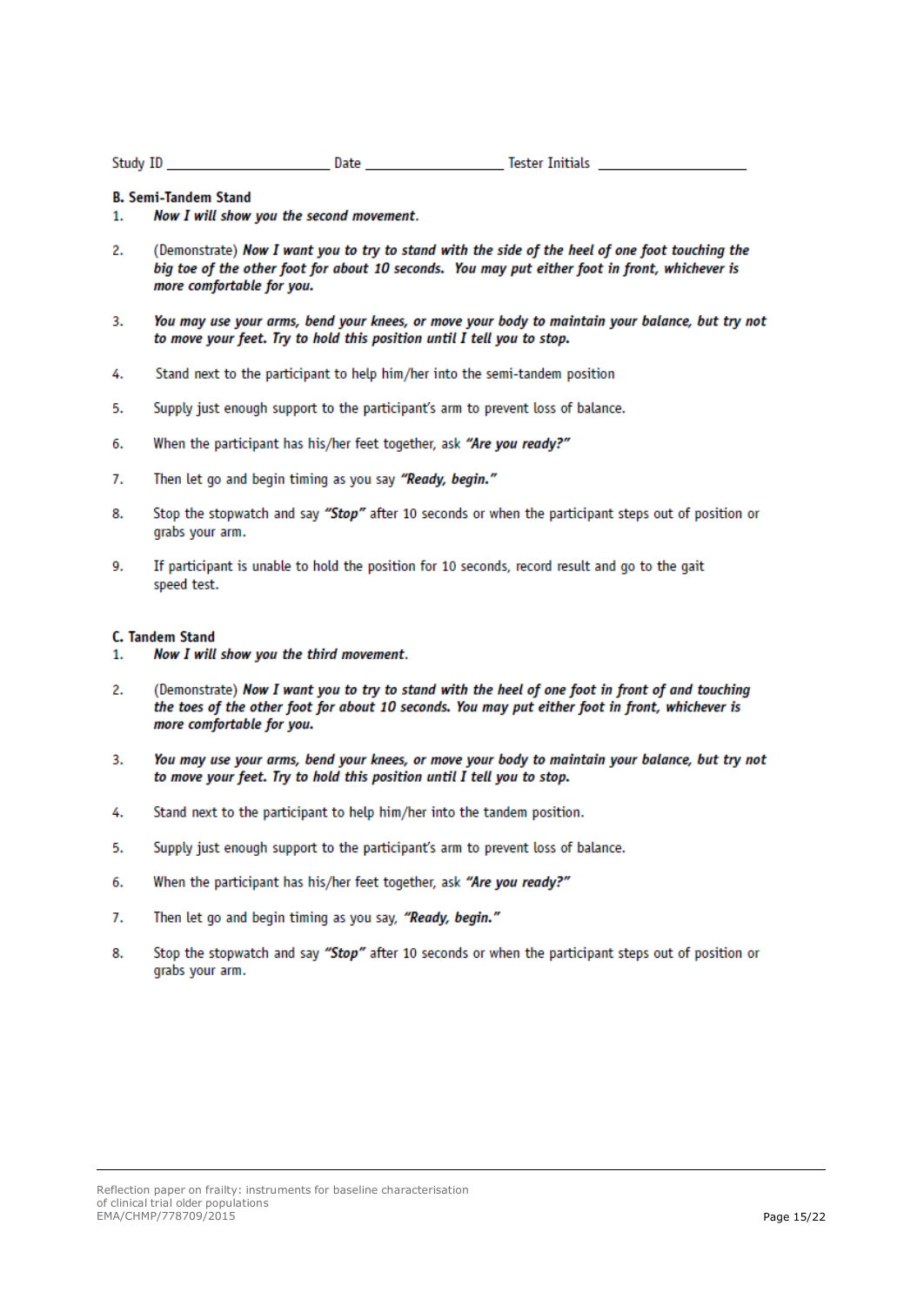Study ID ____________________ Date ________________ Tester Initials __________________

**B. Semi-Tandem Stand**

1. ***Now I will show you the second movement.***

2. (Demonstrate) ***Now I want you to try to stand with the side of the heel of one foot touching the big toe of the other foot for about 10 seconds. You may put either foot in front, whichever is more comfortable for you.***

3. ***You may use your arms, bend your knees, or move your body to maintain your balance, but try not to move your feet. Try to hold this position until I tell you to stop.***

4. Stand next to the participant to help him/her into the semi-tandem position

5. Supply just enough support to the participant's arm to prevent loss of balance.

6. When the participant has his/her feet together, ask ***"Are you ready?"***

7. Then let go and begin timing as you say ***"Ready, begin."***

8. Stop the stopwatch and say ***"Stop"*** after 10 seconds or when the participant steps out of position or grabs your arm.

9. If participant is unable to hold the position for 10 seconds, record result and go to the gait speed test.

**C. Tandem Stand**

1. ***Now I will show you the third movement.***

2. (Demonstrate) ***Now I want you to try to stand with the heel of one foot in front of and touching the toes of the other foot for about 10 seconds. You may put either foot in front, whichever is more comfortable for you.***

3. ***You may use your arms, bend your knees, or move your body to maintain your balance, but try not to move your feet. Try to hold this position until I tell you to stop.***

4. Stand next to the participant to help him/her into the tandem position.

5. Supply just enough support to the participant's arm to prevent loss of balance.

6. When the participant has his/her feet together, ask ***"Are you ready?"***

7. Then let go and begin timing as you say, ***"Ready, begin."***

8. Stop the stopwatch and say ***"Stop"*** after 10 seconds or when the participant steps out of position or grabs your arm.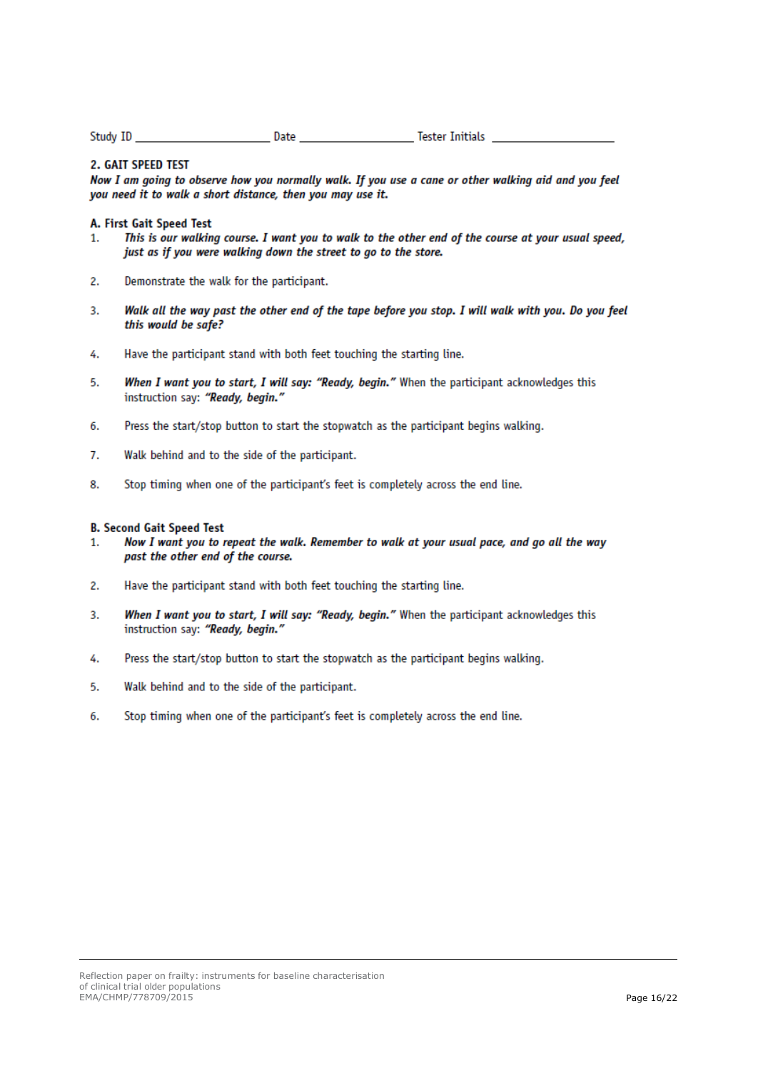Study ID ____________________ Date ________________ Tester Initials ____________________

## 2. GAIT SPEED TEST

***Now I am going to observe how you normally walk. If you use a cane or other walking aid and you feel you need it to walk a short distance, then you may use it.***

### A. First Gait Speed Test

1. ***This is our walking course. I want you to walk to the other end of the course at your usual speed, just as if you were walking down the street to go to the store.***
2. Demonstrate the walk for the participant.
3. ***Walk all the way past the other end of the tape before you stop. I will walk with you. Do you feel this would be safe?***
4. Have the participant stand with both feet touching the starting line.
5. ***When I want you to start, I will say: "Ready, begin."*** When the participant acknowledges this instruction say: ***"Ready, begin."***
6. Press the start/stop button to start the stopwatch as the participant begins walking.
7. Walk behind and to the side of the participant.
8. Stop timing when one of the participant's feet is completely across the end line.

### B. Second Gait Speed Test

1. ***Now I want you to repeat the walk. Remember to walk at your usual pace, and go all the way past the other end of the course.***
2. Have the participant stand with both feet touching the starting line.
3. ***When I want you to start, I will say: "Ready, begin."*** When the participant acknowledges this instruction say: ***"Ready, begin."***
4. Press the start/stop button to start the stopwatch as the participant begins walking.
5. Walk behind and to the side of the participant.
6. Stop timing when one of the participant's feet is completely across the end line.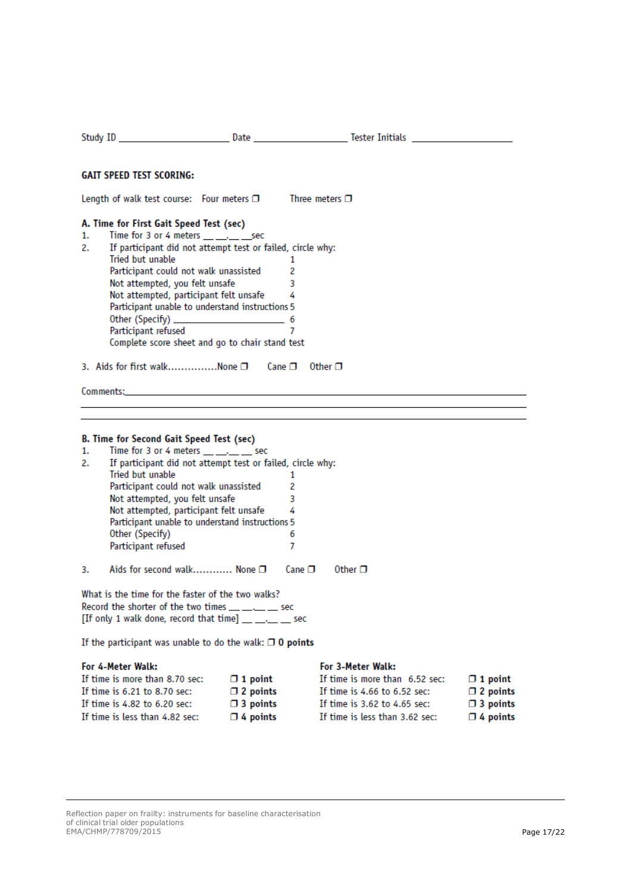Study ID ____________________ Date __________________ Tester Initials ____________________

**GAIT SPEED TEST SCORING:**

Length of walk test course: Four meters ❒ Three meters ❒

**A. Time for First Gait Speed Test (sec)**

1. Time for 3 or 4 meters __ __.__ __sec
2. If participant did not attempt test or failed, circle why:

| | |
|---|---|
| Tried but unable | 1 |
| Participant could not walk unassisted | 2 |
| Not attempted, you felt unsafe | 3 |
| Not attempted, participant felt unsafe | 4 |
| Participant unable to understand instructions | 5 |
| Other (Specify) ____________________ | 6 |
| Participant refused | 7 |

Complete score sheet and go to chair stand test

3. Aids for first walk..............None ❒ Cane ❒ Other ❒

Comments:____________________________________________________________

______________________________________________________________________

**B. Time for Second Gait Speed Test (sec)**

1. Time for 3 or 4 meters __ __.__ __ sec
2. If participant did not attempt test or failed, circle why:

| | |
|---|---|
| Tried but unable | 1 |
| Participant could not walk unassisted | 2 |
| Not attempted, you felt unsafe | 3 |
| Not attempted, participant felt unsafe | 4 |
| Participant unable to understand instructions | 5 |
| Other (Specify) | 6 |
| Participant refused | 7 |

3. Aids for second walk........... None ❒ Cane ❒ Other ❒

What is the time for the faster of the two walks?
Record the shorter of the two times __ __.__ __ sec
[If only 1 walk done, record that time] __ __.__ __ sec

If the participant was unable to do the walk: ❒ **0 points**

| **For 4-Meter Walk:** | | **For 3-Meter Walk:** | |
|---|---|---|---|
| If time is more than 8.70 sec: | ❒ **1 point** | If time is more than 6.52 sec: | ❒ **1 point** |
| If time is 6.21 to 8.70 sec: | ❒ **2 points** | If time is 4.66 to 6.52 sec: | ❒ **2 points** |
| If time is 4.82 to 6.20 sec: | ❒ **3 points** | If time is 3.62 to 4.65 sec: | ❒ **3 points** |
| If time is less than 4.82 sec: | ❒ **4 points** | If time is less than 3.62 sec: | ❒ **4 points** |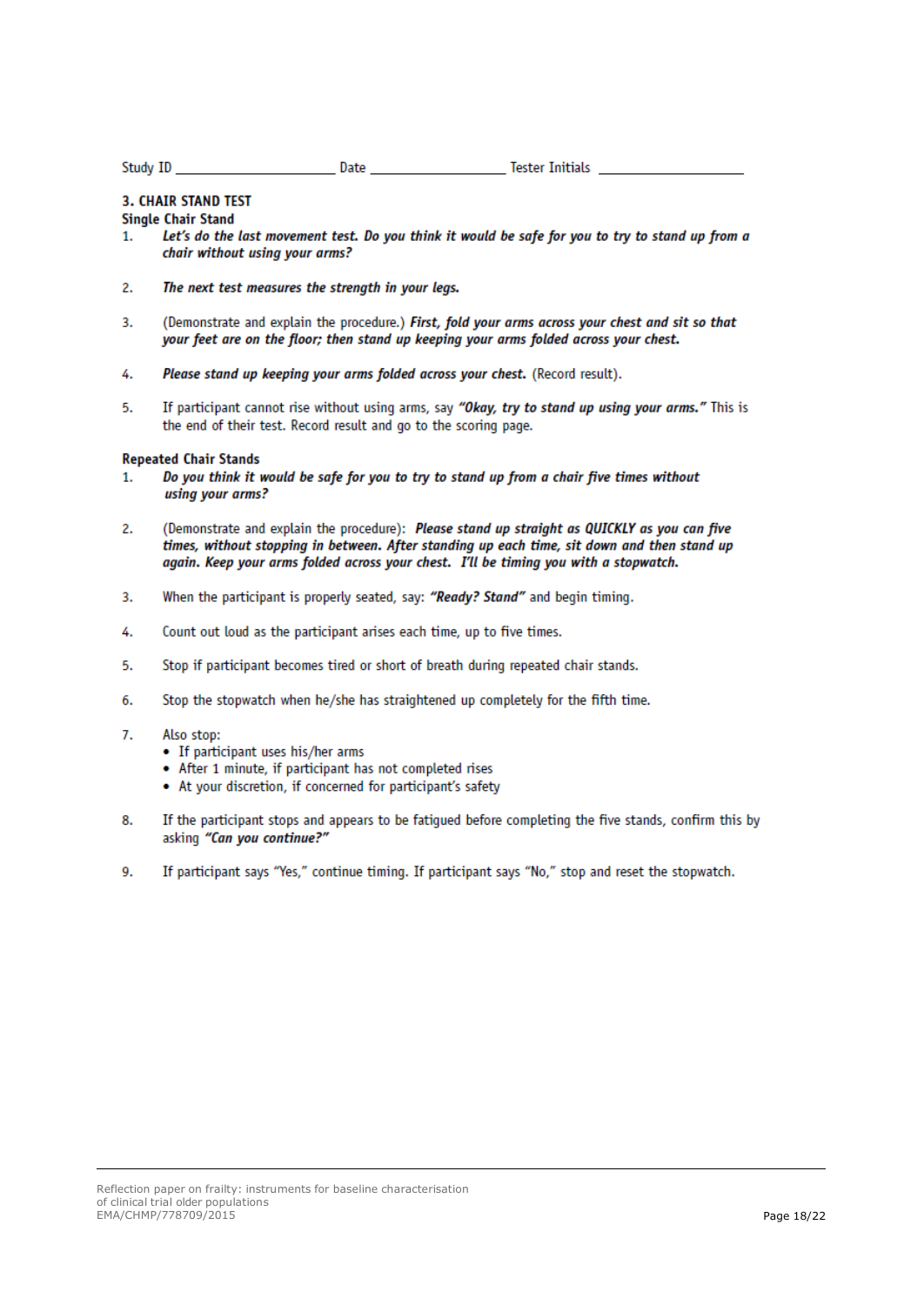Study ID ____________________ Date ________________ Tester Initials __________________

### 3. CHAIR STAND TEST

**Single Chair Stand**

1. ***Let's do the last movement test. Do you think it would be safe for you to try to stand up from a chair without using your arms?***
2. ***The next test measures the strength in your legs.***
3. (Demonstrate and explain the procedure.) ***First, fold your arms across your chest and sit so that your feet are on the floor; then stand up keeping your arms folded across your chest.***
4. ***Please stand up keeping your arms folded across your chest.*** (Record result).
5. If participant cannot rise without using arms, say ***"Okay, try to stand up using your arms."*** This is the end of their test. Record result and go to the scoring page.

**Repeated Chair Stands**

1. ***Do you think it would be safe for you to try to stand up from a chair five times without using your arms?***
2. (Demonstrate and explain the procedure): ***Please stand up straight as QUICKLY as you can five times, without stopping in between. After standing up each time, sit down and then stand up again. Keep your arms folded across your chest. I'll be timing you with a stopwatch.***
3. When the participant is properly seated, say: ***"Ready? Stand"*** and begin timing.
4. Count out loud as the participant arises each time, up to five times.
5. Stop if participant becomes tired or short of breath during repeated chair stands.
6. Stop the stopwatch when he/she has straightened up completely for the fifth time.
7. Also stop:
   - If participant uses his/her arms
   - After 1 minute, if participant has not completed rises
   - At your discretion, if concerned for participant's safety
8. If the participant stops and appears to be fatigued before completing the five stands, confirm this by asking ***"Can you continue?"***
9. If participant says "Yes," continue timing. If participant says "No," stop and reset the stopwatch.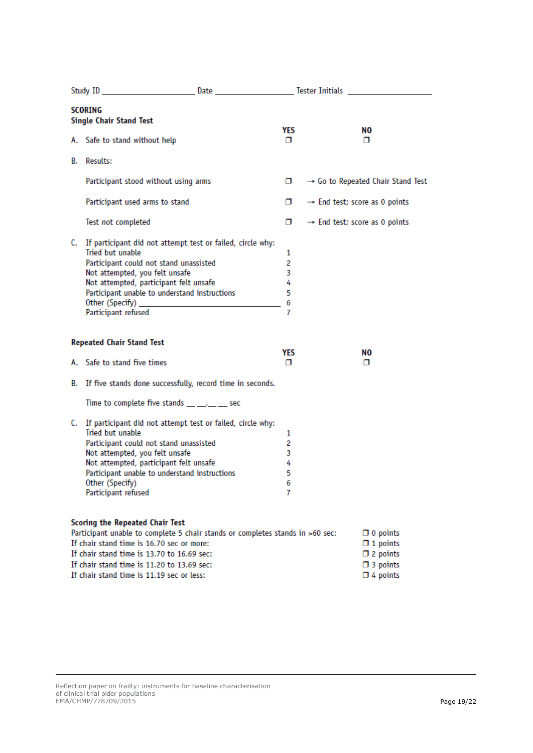Study ID ____________________ Date ________________ Tester Initials __________________

**SCORING**

**Single Chair Stand Test**

| | | YES | NO |
|---|---|---|---|
| A. | Safe to stand without help | ❐ | ❐ |

B. Results:

| | | |
|---|---|---|
| Participant stood without using arms | ❐ | → Go to Repeated Chair Stand Test |
| Participant used arms to stand | ❐ | → End test; score as 0 points |
| Test not completed | ❐ | → End test; score as 0 points |

C. If participant did not attempt test or failed, circle why:

| | |
|---|---|
| Tried but unable | 1 |
| Participant could not stand unassisted | 2 |
| Not attempted, you felt unsafe | 3 |
| Not attempted, participant felt unsafe | 4 |
| Participant unable to understand instructions | 5 |
| Other (Specify) ______________________________ | 6 |
| Participant refused | 7 |

**Repeated Chair Stand Test**

| | | YES | NO |
|---|---|---|---|
| A. | Safe to stand five times | ❐ | ❐ |

B. If five stands done successfully, record time in seconds.

Time to complete five stands __ __.__ __ sec

C. If participant did not attempt test or failed, circle why:

| | |
|---|---|
| Tried but unable | 1 |
| Participant could not stand unassisted | 2 |
| Not attempted, you felt unsafe | 3 |
| Not attempted, participant felt unsafe | 4 |
| Participant unable to understand instructions | 5 |
| Other (Specify) | 6 |
| Participant refused | 7 |

**Scoring the Repeated Chair Test**

| | |
|---|---|
| Participant unable to complete 5 chair stands or completes stands in >60 sec: | ❐ 0 points |
| If chair stand time is 16.70 sec or more: | ❐ 1 points |
| If chair stand time is 13.70 to 16.69 sec: | ❐ 2 points |
| If chair stand time is 11.20 to 13.69 sec: | ❐ 3 points |
| If chair stand time is 11.19 sec or less: | ❐ 4 points |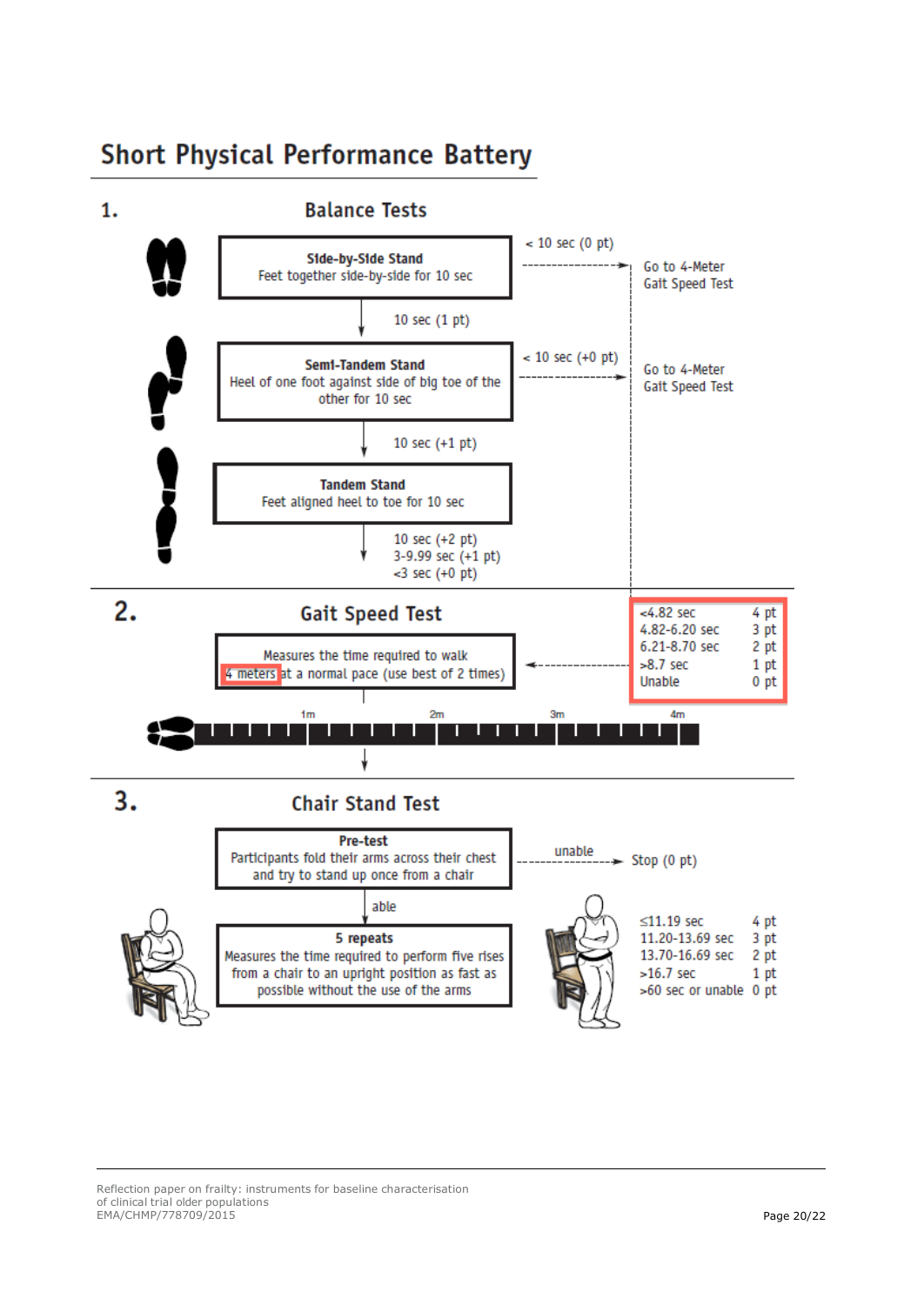# Short Physical Performance Battery

## 1. Balance Tests

**Side-by-Side Stand**
Feet together side-by-side for 10 sec

- < 10 sec (0 pt) → Go to 4-Meter Gait Speed Test
- 10 sec (1 pt) ↓

**Semi-Tandem Stand**
Heel of one foot against side of big toe of the other for 10 sec

- < 10 sec (+0 pt) → Go to 4-Meter Gait Speed Test
- 10 sec (+1 pt) ↓

**Tandem Stand**
Feet aligned heel to toe for 10 sec

- 10 sec (+2 pt)
- 3-9.99 sec (+1 pt)
- <3 sec (+0 pt)

## 2. Gait Speed Test

Measures the time required to walk 4 meters at a normal pace (use best of 2 times)

1m 2m 3m 4m

| Time | Points |
|---|---|
| <4.82 sec | 4 pt |
| 4.82-6.20 sec | 3 pt |
| 6.21-8.70 sec | 2 pt |
| >8.7 sec | 1 pt |
| Unable | 0 pt |

## 3. Chair Stand Test

**Pre-test**
Participants fold their arms across their chest and try to stand up once from a chair

- unable → Stop (0 pt)
- able ↓

**5 repeats**
Measures the time required to perform five rises from a chair to an upright position as fast as possible without the use of the arms

| Time | Points |
|---|---|
| ≤11.19 sec | 4 pt |
| 11.20-13.69 sec | 3 pt |
| 13.70-16.69 sec | 2 pt |
| >16.7 sec | 1 pt |
| >60 sec or unable | 0 pt |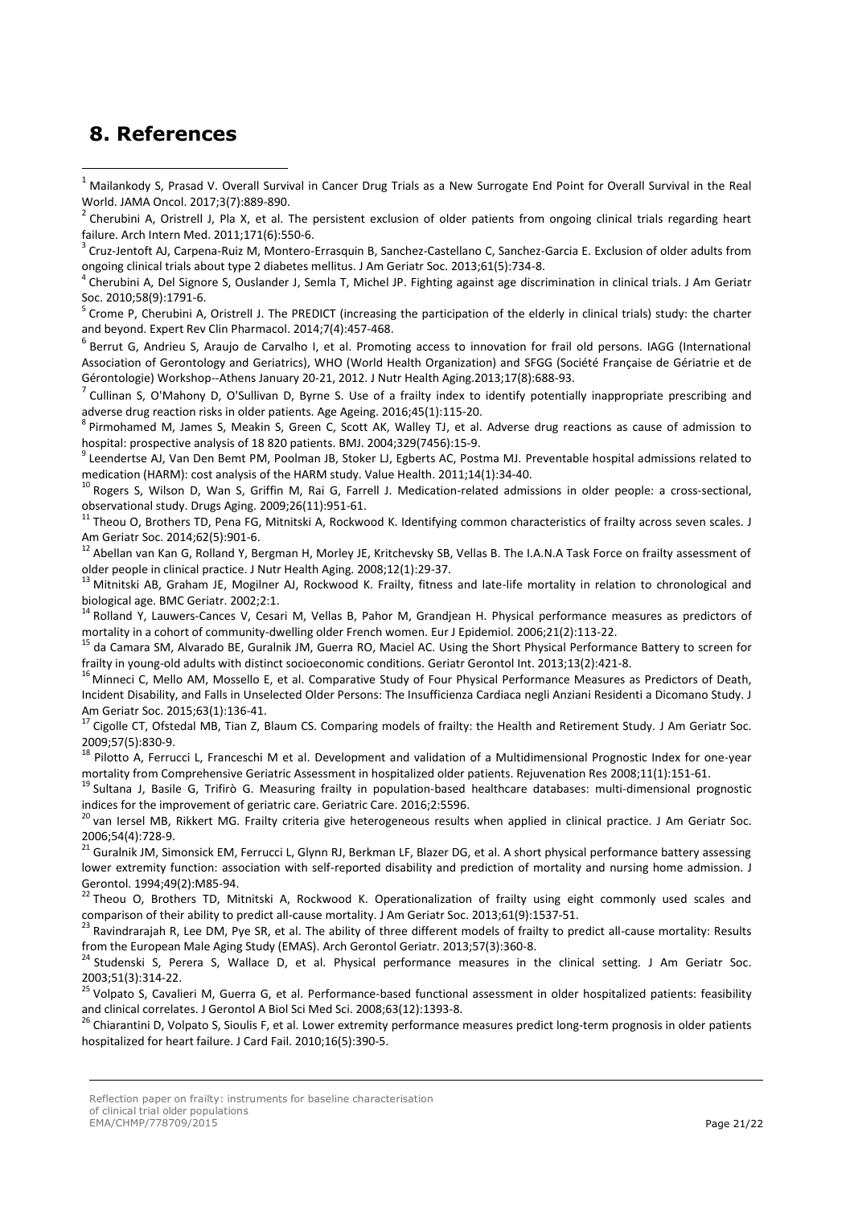# 8. References

[1] Mailankody S, Prasad V. Overall Survival in Cancer Drug Trials as a New Surrogate End Point for Overall Survival in the Real World. JAMA Oncol. 2017;3(7):889-890.

[2] Cherubini A, Oristrell J, Pla X, et al. The persistent exclusion of older patients from ongoing clinical trials regarding heart failure. Arch Intern Med. 2011;171(6):550-6.

[3] Cruz-Jentoft AJ, Carpena-Ruiz M, Montero-Errasquin B, Sanchez-Castellano C, Sanchez-Garcia E. Exclusion of older adults from ongoing clinical trials about type 2 diabetes mellitus. J Am Geriatr Soc. 2013;61(5):734-8.

[4] Cherubini A, Del Signore S, Ouslander J, Semla T, Michel JP. Fighting against age discrimination in clinical trials. J Am Geriatr Soc. 2010;58(9):1791-6.

[5] Crome P, Cherubini A, Oristrell J. The PREDICT (increasing the participation of the elderly in clinical trials) study: the charter and beyond. Expert Rev Clin Pharmacol. 2014;7(4):457-468.

[6] Berrut G, Andrieu S, Araujo de Carvalho I, et al. Promoting access to innovation for frail old persons. IAGG (International Association of Gerontology and Geriatrics), WHO (World Health Organization) and SFGG (Société Française de Gériatrie et de Gérontologie) Workshop--Athens January 20-21, 2012. J Nutr Health Aging.2013;17(8):688-93.

[7] Cullinan S, O'Mahony D, O'Sullivan D, Byrne S. Use of a frailty index to identify potentially inappropriate prescribing and adverse drug reaction risks in older patients. Age Ageing. 2016;45(1):115-20.

[8] Pirmohamed M, James S, Meakin S, Green C, Scott AK, Walley TJ, et al. Adverse drug reactions as cause of admission to hospital: prospective analysis of 18 820 patients. BMJ. 2004;329(7456):15-9.

[9] Leendertse AJ, Van Den Bemt PM, Poolman JB, Stoker LJ, Egberts AC, Postma MJ. Preventable hospital admissions related to medication (HARM): cost analysis of the HARM study. Value Health. 2011;14(1):34-40.

[10] Rogers S, Wilson D, Wan S, Griffin M, Rai G, Farrell J. Medication-related admissions in older people: a cross-sectional, observational study. Drugs Aging. 2009;26(11):951-61.

[11] Theou O, Brothers TD, Pena FG, Mitnitski A, Rockwood K. Identifying common characteristics of frailty across seven scales. J Am Geriatr Soc. 2014;62(5):901-6.

[12] Abellan van Kan G, Rolland Y, Bergman H, Morley JE, Kritchevsky SB, Vellas B. The I.A.N.A Task Force on frailty assessment of older people in clinical practice. J Nutr Health Aging. 2008;12(1):29-37.

[13] Mitnitski AB, Graham JE, Mogilner AJ, Rockwood K. Frailty, fitness and late-life mortality in relation to chronological and biological age. BMC Geriatr. 2002;2:1.

[14] Rolland Y, Lauwers-Cances V, Cesari M, Vellas B, Pahor M, Grandjean H. Physical performance measures as predictors of mortality in a cohort of community-dwelling older French women. Eur J Epidemiol. 2006;21(2):113-22.

[15] da Camara SM, Alvarado BE, Guralnik JM, Guerra RO, Maciel AC. Using the Short Physical Performance Battery to screen for frailty in young-old adults with distinct socioeconomic conditions. Geriatr Gerontol Int. 2013;13(2):421-8.

[16] Minneci C, Mello AM, Mossello E, et al. Comparative Study of Four Physical Performance Measures as Predictors of Death, Incident Disability, and Falls in Unselected Older Persons: The Insufficienza Cardiaca negli Anziani Residenti a Dicomano Study. J Am Geriatr Soc. 2015;63(1):136-41.

[17] Cigolle CT, Ofstedal MB, Tian Z, Blaum CS. Comparing models of frailty: the Health and Retirement Study. J Am Geriatr Soc. 2009;57(5):830-9.

[18] Pilotto A, Ferrucci L, Franceschi M et al. Development and validation of a Multidimensional Prognostic Index for one-year mortality from Comprehensive Geriatric Assessment in hospitalized older patients. Rejuvenation Res 2008;11(1):151-61.

[19] Sultana J, Basile G, Trifirò G. Measuring frailty in population-based healthcare databases: multi-dimensional prognostic indices for the improvement of geriatric care. Geriatric Care. 2016;2:5596.

[20] van Iersel MB, Rikkert MG. Frailty criteria give heterogeneous results when applied in clinical practice. J Am Geriatr Soc. 2006;54(4):728-9.

[21] Guralnik JM, Simonsick EM, Ferrucci L, Glynn RJ, Berkman LF, Blazer DG, et al. A short physical performance battery assessing lower extremity function: association with self-reported disability and prediction of mortality and nursing home admission. J Gerontol. 1994;49(2):M85-94.

[22] Theou O, Brothers TD, Mitnitski A, Rockwood K. Operationalization of frailty using eight commonly used scales and comparison of their ability to predict all-cause mortality. J Am Geriatr Soc. 2013;61(9):1537-51.

[23] Ravindrarajah R, Lee DM, Pye SR, et al. The ability of three different models of frailty to predict all-cause mortality: Results from the European Male Aging Study (EMAS). Arch Gerontol Geriatr. 2013;57(3):360-8.

[24] Studenski S, Perera S, Wallace D, et al. Physical performance measures in the clinical setting. J Am Geriatr Soc. 2003;51(3):314-22.

[25] Volpato S, Cavalieri M, Guerra G, et al. Performance-based functional assessment in older hospitalized patients: feasibility and clinical correlates. J Gerontol A Biol Sci Med Sci. 2008;63(12):1393-8.

[26] Chiarantini D, Volpato S, Sioulis F, et al. Lower extremity performance measures predict long-term prognosis in older patients hospitalized for heart failure. J Card Fail. 2010;16(5):390-5.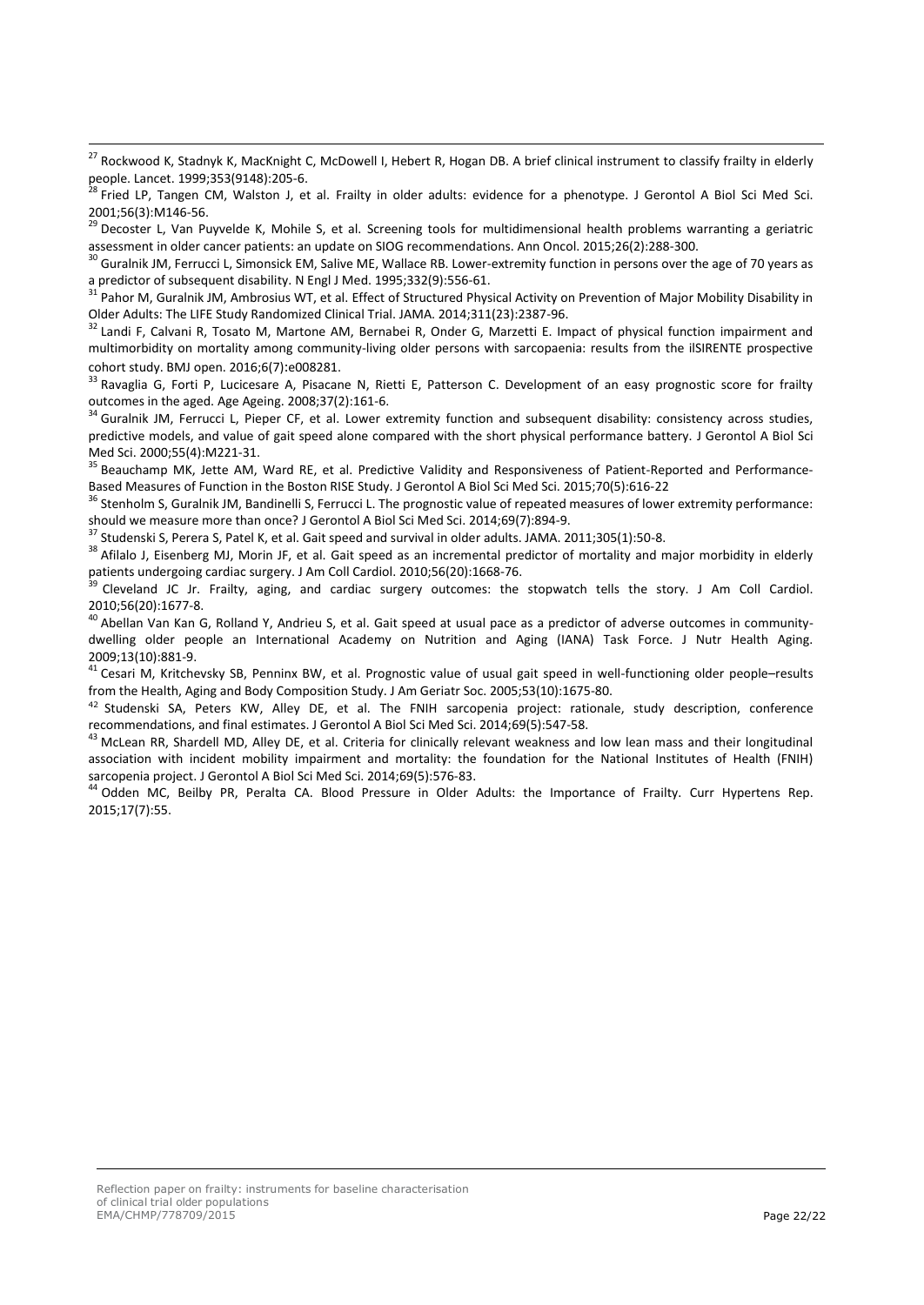[27] Rockwood K, Stadnyk K, MacKnight C, McDowell I, Hebert R, Hogan DB. A brief clinical instrument to classify frailty in elderly people. Lancet. 1999;353(9148):205-6.

[28] Fried LP, Tangen CM, Walston J, et al. Frailty in older adults: evidence for a phenotype. J Gerontol A Biol Sci Med Sci. 2001;56(3):M146-56.

[29] Decoster L, Van Puyvelde K, Mohile S, et al. Screening tools for multidimensional health problems warranting a geriatric assessment in older cancer patients: an update on SIOG recommendations. Ann Oncol. 2015;26(2):288-300.

[30] Guralnik JM, Ferrucci L, Simonsick EM, Salive ME, Wallace RB. Lower-extremity function in persons over the age of 70 years as a predictor of subsequent disability. N Engl J Med. 1995;332(9):556-61.

[31] Pahor M, Guralnik JM, Ambrosius WT, et al. Effect of Structured Physical Activity on Prevention of Major Mobility Disability in Older Adults: The LIFE Study Randomized Clinical Trial. JAMA. 2014;311(23):2387-96.

[32] Landi F, Calvani R, Tosato M, Martone AM, Bernabei R, Onder G, Marzetti E. Impact of physical function impairment and multimorbidity on mortality among community-living older persons with sarcopaenia: results from the ilSIRENTE prospective cohort study. BMJ open. 2016;6(7):e008281.

[33] Ravaglia G, Forti P, Lucicesare A, Pisacane N, Rietti E, Patterson C. Development of an easy prognostic score for frailty outcomes in the aged. Age Ageing. 2008;37(2):161-6.

[34] Guralnik JM, Ferrucci L, Pieper CF, et al. Lower extremity function and subsequent disability: consistency across studies, predictive models, and value of gait speed alone compared with the short physical performance battery. J Gerontol A Biol Sci Med Sci. 2000;55(4):M221-31.

[35] Beauchamp MK, Jette AM, Ward RE, et al. Predictive Validity and Responsiveness of Patient-Reported and Performance-Based Measures of Function in the Boston RISE Study. J Gerontol A Biol Sci Med Sci. 2015;70(5):616-22

[36] Stenholm S, Guralnik JM, Bandinelli S, Ferrucci L. The prognostic value of repeated measures of lower extremity performance: should we measure more than once? J Gerontol A Biol Sci Med Sci. 2014;69(7):894-9.

[37] Studenski S, Perera S, Patel K, et al. Gait speed and survival in older adults. JAMA. 2011;305(1):50-8.

[38] Afilalo J, Eisenberg MJ, Morin JF, et al. Gait speed as an incremental predictor of mortality and major morbidity in elderly patients undergoing cardiac surgery. J Am Coll Cardiol. 2010;56(20):1668-76.

[39] Cleveland JC Jr. Frailty, aging, and cardiac surgery outcomes: the stopwatch tells the story. J Am Coll Cardiol. 2010;56(20):1677-8.

[40] Abellan Van Kan G, Rolland Y, Andrieu S, et al. Gait speed at usual pace as a predictor of adverse outcomes in community-dwelling older people an International Academy on Nutrition and Aging (IANA) Task Force. J Nutr Health Aging. 2009;13(10):881-9.

[41] Cesari M, Kritchevsky SB, Penninx BW, et al. Prognostic value of usual gait speed in well-functioning older people–results from the Health, Aging and Body Composition Study. J Am Geriatr Soc. 2005;53(10):1675-80.

[42] Studenski SA, Peters KW, Alley DE, et al. The FNIH sarcopenia project: rationale, study description, conference recommendations, and final estimates. J Gerontol A Biol Sci Med Sci. 2014;69(5):547-58.

[43] McLean RR, Shardell MD, Alley DE, et al. Criteria for clinically relevant weakness and low lean mass and their longitudinal association with incident mobility impairment and mortality: the foundation for the National Institutes of Health (FNIH) sarcopenia project. J Gerontol A Biol Sci Med Sci. 2014;69(5):576-83.

[44] Odden MC, Beilby PR, Peralta CA. Blood Pressure in Older Adults: the Importance of Frailty. Curr Hypertens Rep. 2015;17(7):55.